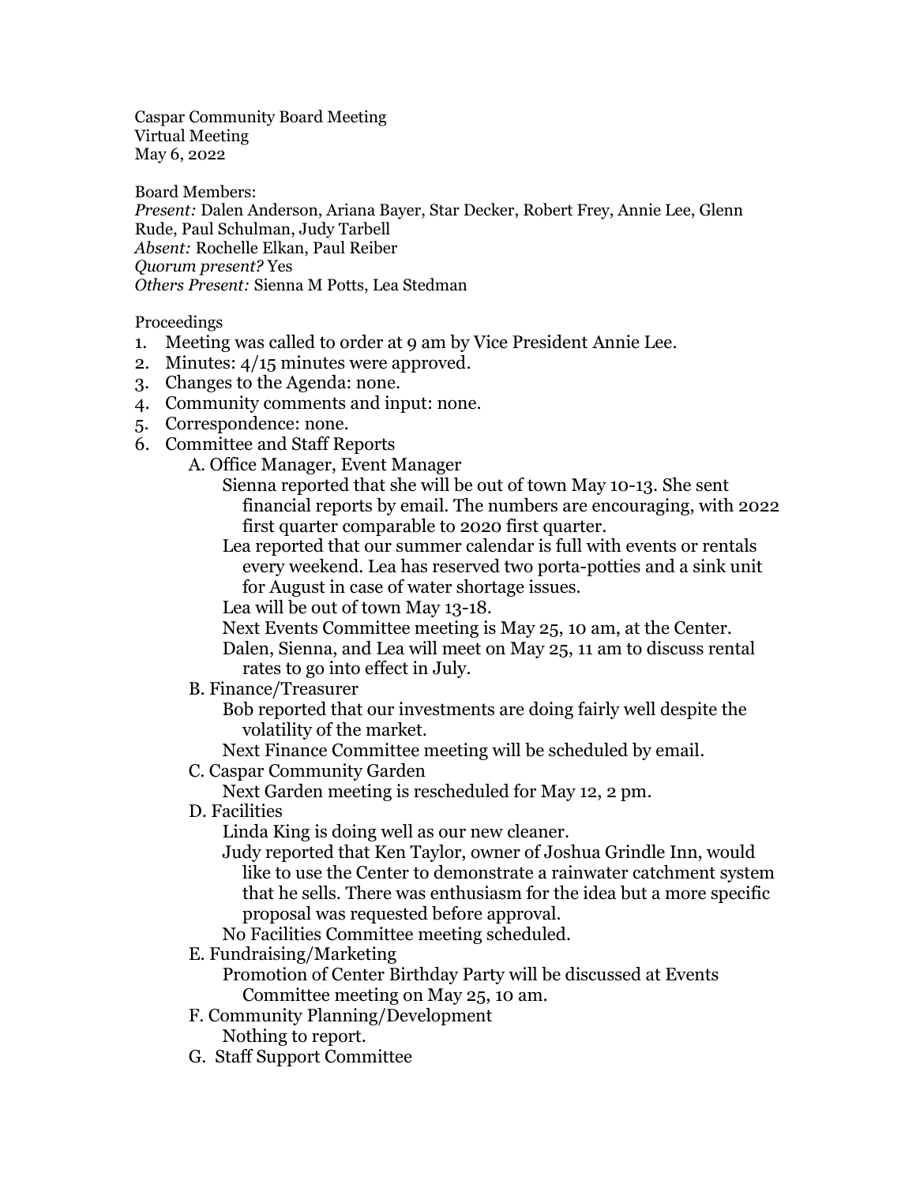Caspar Community Board Meeting
Virtual Meeting
May 6, 2022

Board Members:
*Present:* Dalen Anderson, Ariana Bayer, Star Decker, Robert Frey, Annie Lee, Glenn Rude, Paul Schulman, Judy Tarbell
*Absent:* Rochelle Elkan, Paul Reiber
*Quorum present?* Yes
*Others Present:* Sienna M Potts, Lea Stedman

Proceedings

1. Meeting was called to order at 9 am by Vice President Annie Lee.
2. Minutes: 4/15 minutes were approved.
3. Changes to the Agenda: none.
4. Community comments and input: none.
5. Correspondence: none.
6. Committee and Staff Reports
   - A. Office Manager, Event Manager
     - Sienna reported that she will be out of town May 10-13. She sent financial reports by email. The numbers are encouraging, with 2022 first quarter comparable to 2020 first quarter.
     - Lea reported that our summer calendar is full with events or rentals every weekend. Lea has reserved two porta-potties and a sink unit for August in case of water shortage issues.
     - Lea will be out of town May 13-18.
     - Next Events Committee meeting is May 25, 10 am, at the Center.
     - Dalen, Sienna, and Lea will meet on May 25, 11 am to discuss rental rates to go into effect in July.
   - B. Finance/Treasurer
     - Bob reported that our investments are doing fairly well despite the volatility of the market.
     - Next Finance Committee meeting will be scheduled by email.
   - C. Caspar Community Garden
     - Next Garden meeting is rescheduled for May 12, 2 pm.
   - D. Facilities
     - Linda King is doing well as our new cleaner.
     - Judy reported that Ken Taylor, owner of Joshua Grindle Inn, would like to use the Center to demonstrate a rainwater catchment system that he sells. There was enthusiasm for the idea but a more specific proposal was requested before approval.
     - No Facilities Committee meeting scheduled.
   - E. Fundraising/Marketing
     - Promotion of Center Birthday Party will be discussed at Events Committee meeting on May 25, 10 am.
   - F. Community Planning/Development
     - Nothing to report.
   - G. Staff Support Committee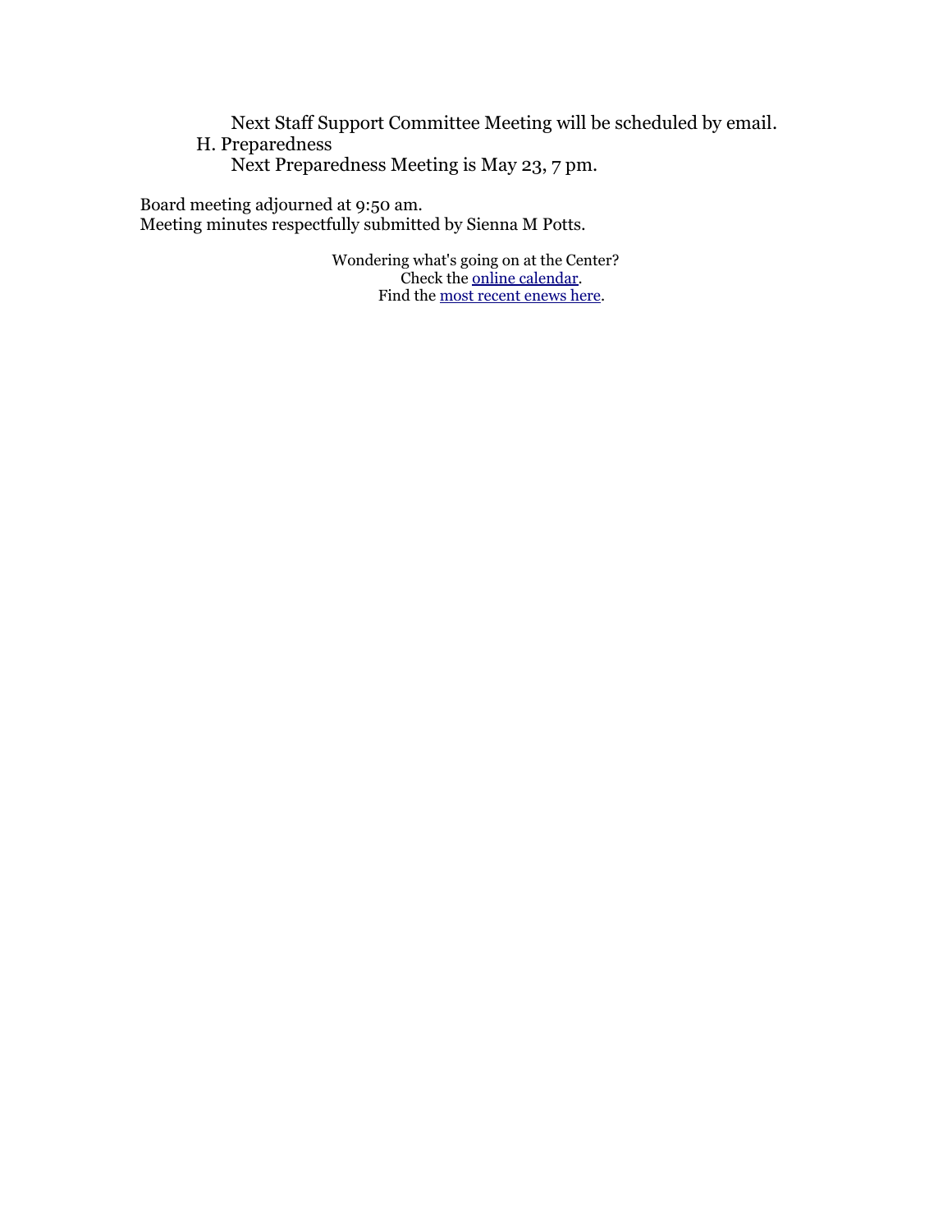Next Staff Support Committee Meeting will be scheduled by email.

H. Preparedness

Next Preparedness Meeting is May 23, 7 pm.

Board meeting adjourned at 9:50 am.
Meeting minutes respectfully submitted by Sienna M Potts.

Wondering what's going on at the Center?
Check the online calendar.
Find the most recent enews here.